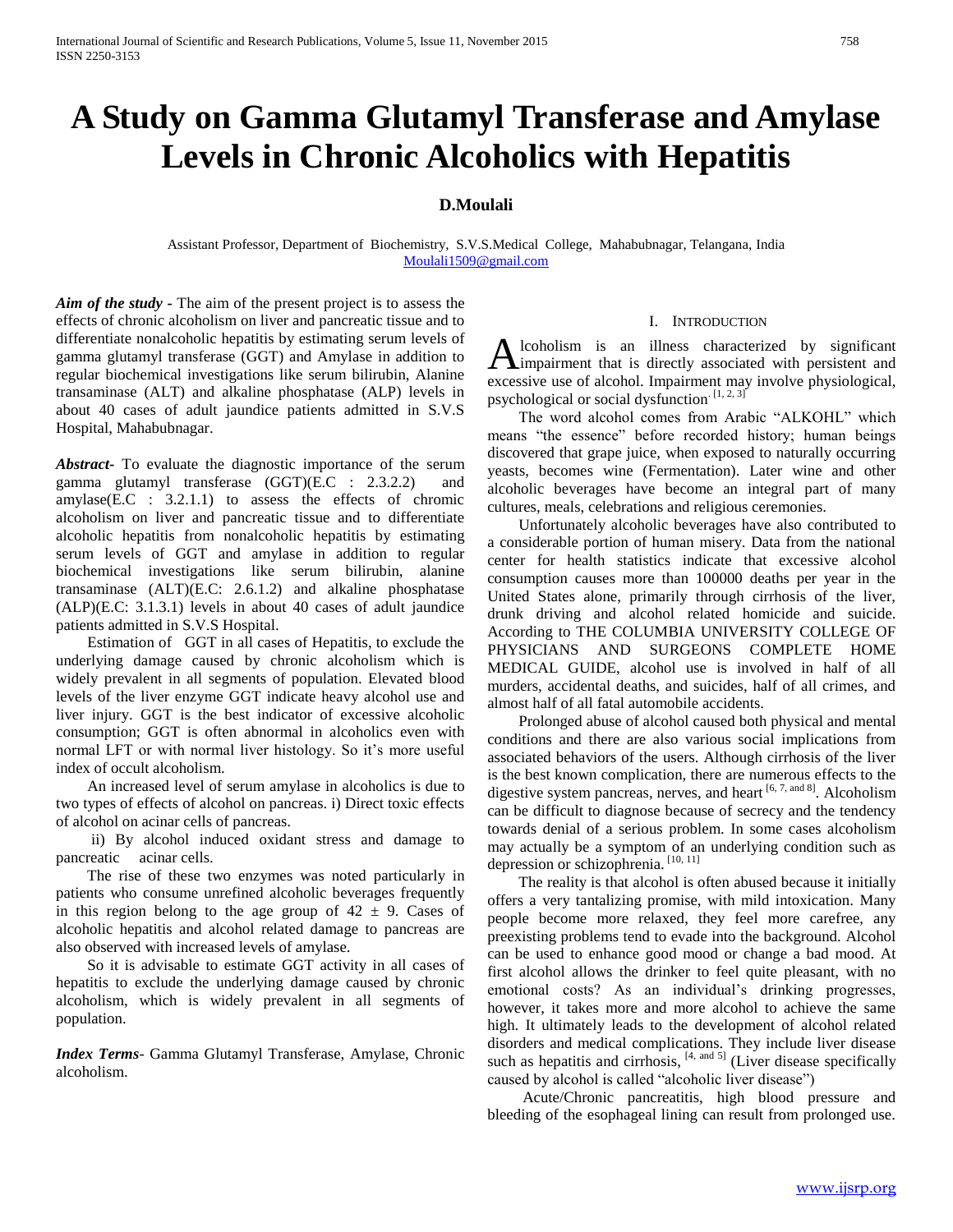# A Study on Gamma Glutamyl Transferase and Amylase Levels in Chronic Alcoholics with Hepatitis

**D.Moulali**

Assistant Professor, Department of Biochemistry, S.V.S.Medical College, Mahabubnagar, Telangana, India
Moulali1509@gmail.com

***Aim of the study*** - The aim of the present project is to assess the effects of chronic alcoholism on liver and pancreatic tissue and to differentiate nonalcoholic hepatitis by estimating serum levels of gamma glutamyl transferase (GGT) and Amylase in addition to regular biochemical investigations like serum bilirubin, Alanine transaminase (ALT) and alkaline phosphatase (ALP) levels in about 40 cases of adult jaundice patients admitted in S.V.S Hospital, Mahabubnagar.

***Abstract***- To evaluate the diagnostic importance of the serum gamma glutamyl transferase (GGT)(E.C : 2.3.2.2) and amylase(E.C : 3.2.1.1) to assess the effects of chromic alcoholism on liver and pancreatic tissue and to differentiate alcoholic hepatitis from nonalcoholic hepatitis by estimating serum levels of GGT and amylase in addition to regular biochemical investigations like serum bilirubin, alanine transaminase (ALT)(E.C: 2.6.1.2) and alkaline phosphatase (ALP)(E.C: 3.1.3.1) levels in about 40 cases of adult jaundice patients admitted in S.V.S Hospital.

Estimation of GGT in all cases of Hepatitis, to exclude the underlying damage caused by chronic alcoholism which is widely prevalent in all segments of population. Elevated blood levels of the liver enzyme GGT indicate heavy alcohol use and liver injury. GGT is the best indicator of excessive alcoholic consumption; GGT is often abnormal in alcoholics even with normal LFT or with normal liver histology. So it's more useful index of occult alcoholism.

An increased level of serum amylase in alcoholics is due to two types of effects of alcohol on pancreas. i) Direct toxic effects of alcohol on acinar cells of pancreas.

ii) By alcohol induced oxidant stress and damage to pancreatic acinar cells.

The rise of these two enzymes was noted particularly in patients who consume unrefined alcoholic beverages frequently in this region belong to the age group of $42 \pm 9$. Cases of alcoholic hepatitis and alcohol related damage to pancreas are also observed with increased levels of amylase.

So it is advisable to estimate GGT activity in all cases of hepatitis to exclude the underlying damage caused by chronic alcoholism, which is widely prevalent in all segments of population.

***Index Terms***- Gamma Glutamyl Transferase, Amylase, Chronic alcoholism.

## I. Introduction

Alcoholism is an illness characterized by significant impairment that is directly associated with persistent and excessive use of alcohol. Impairment may involve physiological, psychological or social dysfunction. [1, 2, 3]

The word alcohol comes from Arabic "ALKOHL" which means "the essence" before recorded history; human beings discovered that grape juice, when exposed to naturally occurring yeasts, becomes wine (Fermentation). Later wine and other alcoholic beverages have become an integral part of many cultures, meals, celebrations and religious ceremonies.

Unfortunately alcoholic beverages have also contributed to a considerable portion of human misery. Data from the national center for health statistics indicate that excessive alcohol consumption causes more than 100000 deaths per year in the United States alone, primarily through cirrhosis of the liver, drunk driving and alcohol related homicide and suicide. According to THE COLUMBIA UNIVERSITY COLLEGE OF PHYSICIANS AND SURGEONS COMPLETE HOME MEDICAL GUIDE, alcohol use is involved in half of all murders, accidental deaths, and suicides, half of all crimes, and almost half of all fatal automobile accidents.

Prolonged abuse of alcohol caused both physical and mental conditions and there are also various social implications from associated behaviors of the users. Although cirrhosis of the liver is the best known complication, there are numerous effects to the digestive system pancreas, nerves, and heart [6, 7, and 8]. Alcoholism can be difficult to diagnose because of secrecy and the tendency towards denial of a serious problem. In some cases alcoholism may actually be a symptom of an underlying condition such as depression or schizophrenia. [10, 11]

The reality is that alcohol is often abused because it initially offers a very tantalizing promise, with mild intoxication. Many people become more relaxed, they feel more carefree, any preexisting problems tend to evade into the background. Alcohol can be used to enhance good mood or change a bad mood. At first alcohol allows the drinker to feel quite pleasant, with no emotional costs? As an individual's drinking progresses, however, it takes more and more alcohol to achieve the same high. It ultimately leads to the development of alcohol related disorders and medical complications. They include liver disease such as hepatitis and cirrhosis, [4, and 5] (Liver disease specifically caused by alcohol is called "alcoholic liver disease")

Acute/Chronic pancreatitis, high blood pressure and bleeding of the esophageal lining can result from prolonged use.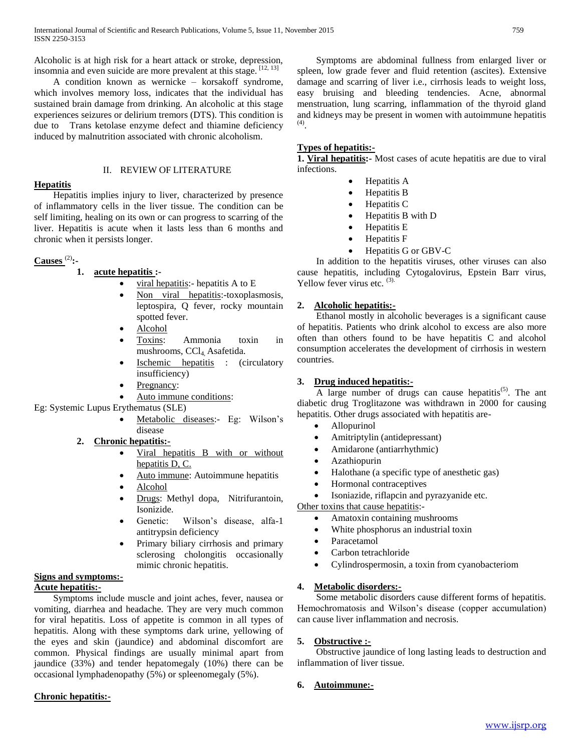Alcoholic is at high risk for a heart attack or stroke, depression, insomnia and even suicide are more prevalent at this stage. [12, 13]

A condition known as wernicke – korsakoff syndrome, which involves memory loss, indicates that the individual has sustained brain damage from drinking. An alcoholic at this stage experiences seizures or delirium tremors (DTS). This condition is due to Trans ketolase enzyme defect and thiamine deficiency induced by malnutrition associated with chronic alcoholism.

## II. REVIEW OF LITERATURE

### Hepatitis

Hepatitis implies injury to liver, characterized by presence of inflammatory cells in the liver tissue. The condition can be self limiting, healing on its own or can progress to scarring of the liver. Hepatitis is acute when it lasts less than 6 months and chronic when it persists longer.

### Causes [2]:-

1. **acute hepatitis :-**
    - viral hepatitis:- hepatitis A to E
    - Non viral hepatitis:-toxoplasmosis, leptospira, Q fever, rocky mountain spotted fever.
    - Alcohol
    - Toxins: Ammonia toxin in mushrooms, $CCl_4$, Asafetida.
    - Ischemic hepatitis : (circulatory insufficiency)
    - Pregnancy:
    - Auto immune conditions:

Eg: Systemic Lupus Erythematus (SLE)

    - Metabolic diseases:- Eg: Wilson's disease

2. **Chronic hepatitis:-**
    - Viral hepatitis B with or without hepatitis D, C.
    - Auto immune: Autoimmune hepatitis
    - Alcohol
    - Drugs: Methyl dopa, Nitrifurantoin, Isonizide.
    - Genetic: Wilson's disease, alfa-1 antitrypsin deficiency
    - Primary biliary cirrhosis and primary sclerosing cholongitis occasionally mimic chronic hepatitis.

### Signs and symptoms:-

#### Acute hepatitis:-

Symptoms include muscle and joint aches, fever, nausea or vomiting, diarrhea and headache. They are very much common for viral hepatitis. Loss of appetite is common in all types of hepatitis. Along with these symptoms dark urine, yellowing of the eyes and skin (jaundice) and abdominal discomfort are common. Physical findings are usually minimal apart from jaundice (33%) and tender hepatomegaly (10%) there can be occasional lymphadenopathy (5%) or spleenomegaly (5%).

#### Chronic hepatitis:-

Symptoms are abdominal fullness from enlarged liver or spleen, low grade fever and fluid retention (ascites). Extensive damage and scarring of liver i.e., cirrhosis leads to weight loss, easy bruising and bleeding tendencies. Acne, abnormal menstruation, lung scarring, inflammation of the thyroid gland and kidneys may be present in women with autoimmune hepatitis [4].

### Types of hepatitis:-

**1. Viral hepatitis:-** Most cases of acute hepatitis are due to viral infections.

- Hepatitis A
- Hepatitis B
- Hepatitis C
- Hepatitis B with D
- Hepatitis E
- Hepatitis F
- Hepatitis G or GBV-C

In addition to the hepatitis viruses, other viruses can also cause hepatitis, including Cytogalovirus, Epstein Barr virus, Yellow fever virus etc. [3].

**2. Alcoholic hepatitis:-**

Ethanol mostly in alcoholic beverages is a significant cause of hepatitis. Patients who drink alcohol to excess are also more often than others found to be have hepatitis C and alcohol consumption accelerates the development of cirrhosis in western countries.

**3. Drug induced hepatitis:-**

A large number of drugs can cause hepatitis[5]. The ant diabetic drug Troglitazone was withdrawn in 2000 for causing hepatitis. Other drugs associated with hepatitis are-

- Allopurinol
- Amitriptylin (antidepressant)
- Amidarone (antiarrhythmic)
- Azathiopurin
- Halothane (a specific type of anesthetic gas)
- Hormonal contraceptives
- Isoniazide, riflapcin and pyrazyanide etc.

Other toxins that cause hepatitis:-

- Amatoxin containing mushrooms
- White phosphorus an industrial toxin
- Paracetamol
- Carbon tetrachloride
- Cylindrospermosin, a toxin from cyanobacteriom

**4. Metabolic disorders:-**

Some metabolic disorders cause different forms of hepatitis. Hemochromatosis and Wilson's disease (copper accumulation) can cause liver inflammation and necrosis.

**5. Obstructive :-**

Obstructive jaundice of long lasting leads to destruction and inflammation of liver tissue.

**6. Autoimmune:-**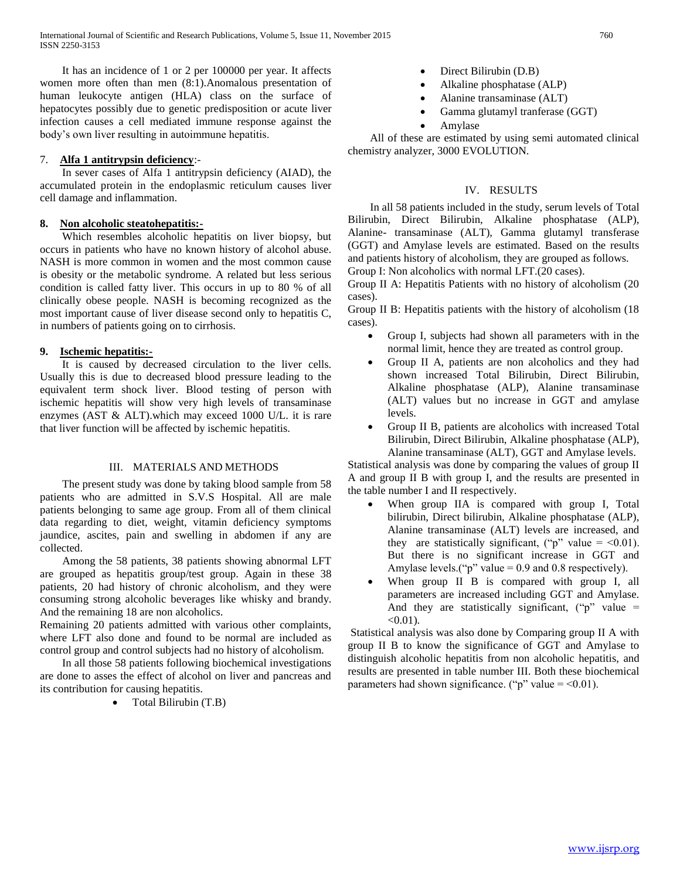It has an incidence of 1 or 2 per 100000 per year. It affects women more often than men (8:1).Anomalous presentation of human leukocyte antigen (HLA) class on the surface of hepatocytes possibly due to genetic predisposition or acute liver infection causes a cell mediated immune response against the body's own liver resulting in autoimmune hepatitis.

7. **Alfa 1 antitrypsin deficiency**:-

In sever cases of Alfa 1 antitrypsin deficiency (AIAD), the accumulated protein in the endoplasmic reticulum causes liver cell damage and inflammation.

**8. Non alcoholic steatohepatitis:-**

Which resembles alcoholic hepatitis on liver biopsy, but occurs in patients who have no known history of alcohol abuse. NASH is more common in women and the most common cause is obesity or the metabolic syndrome. A related but less serious condition is called fatty liver. This occurs in up to 80 % of all clinically obese people. NASH is becoming recognized as the most important cause of liver disease second only to hepatitis C, in numbers of patients going on to cirrhosis.

**9. Ischemic hepatitis:-**

It is caused by decreased circulation to the liver cells. Usually this is due to decreased blood pressure leading to the equivalent term shock liver. Blood testing of person with ischemic hepatitis will show very high levels of transaminase enzymes (AST & ALT).which may exceed 1000 U/L. it is rare that liver function will be affected by ischemic hepatitis.

## III. MATERIALS AND METHODS

The present study was done by taking blood sample from 58 patients who are admitted in S.V.S Hospital. All are male patients belonging to same age group. From all of them clinical data regarding to diet, weight, vitamin deficiency symptoms jaundice, ascites, pain and swelling in abdomen if any are collected.

Among the 58 patients, 38 patients showing abnormal LFT are grouped as hepatitis group/test group. Again in these 38 patients, 20 had history of chronic alcoholism, and they were consuming strong alcoholic beverages like whisky and brandy. And the remaining 18 are non alcoholics.

Remaining 20 patients admitted with various other complaints, where LFT also done and found to be normal are included as control group and control subjects had no history of alcoholism.

In all those 58 patients following biochemical investigations are done to asses the effect of alcohol on liver and pancreas and its contribution for causing hepatitis.

- Total Bilirubin (T.B)
- Direct Bilirubin (D.B)
- Alkaline phosphatase (ALP)
- Alanine transaminase (ALT)
- Gamma glutamyl tranferase (GGT)
- Amylase

All of these are estimated by using semi automated clinical chemistry analyzer, 3000 EVOLUTION.

## IV. RESULTS

In all 58 patients included in the study, serum levels of Total Bilirubin, Direct Bilirubin, Alkaline phosphatase (ALP), Alanine- transaminase (ALT), Gamma glutamyl transferase (GGT) and Amylase levels are estimated. Based on the results and patients history of alcoholism, they are grouped as follows.

Group I: Non alcoholics with normal LFT.(20 cases).

Group II A: Hepatitis Patients with no history of alcoholism (20 cases).

Group II B: Hepatitis patients with the history of alcoholism (18 cases).

- Group I, subjects had shown all parameters with in the normal limit, hence they are treated as control group.
- Group II A, patients are non alcoholics and they had shown increased Total Bilirubin, Direct Bilirubin, Alkaline phosphatase (ALP), Alanine transaminase (ALT) values but no increase in GGT and amylase levels.
- Group II B, patients are alcoholics with increased Total Bilirubin, Direct Bilirubin, Alkaline phosphatase (ALP), Alanine transaminase (ALT), GGT and Amylase levels.

Statistical analysis was done by comparing the values of group II A and group II B with group I, and the results are presented in the table number I and II respectively.

- When group IIA is compared with group I, Total bilirubin, Direct bilirubin, Alkaline phosphatase (ALP), Alanine transaminase (ALT) levels are increased, and they are statistically significant, ("p" value = <0.01). But there is no significant increase in GGT and Amylase levels.("p" value = 0.9 and 0.8 respectively).
- When group II B is compared with group I, all parameters are increased including GGT and Amylase. And they are statistically significant, ("p" value = <0.01).

Statistical analysis was also done by Comparing group II A with group II B to know the significance of GGT and Amylase to distinguish alcoholic hepatitis from non alcoholic hepatitis, and results are presented in table number III. Both these biochemical parameters had shown significance. ("p" value = <0.01).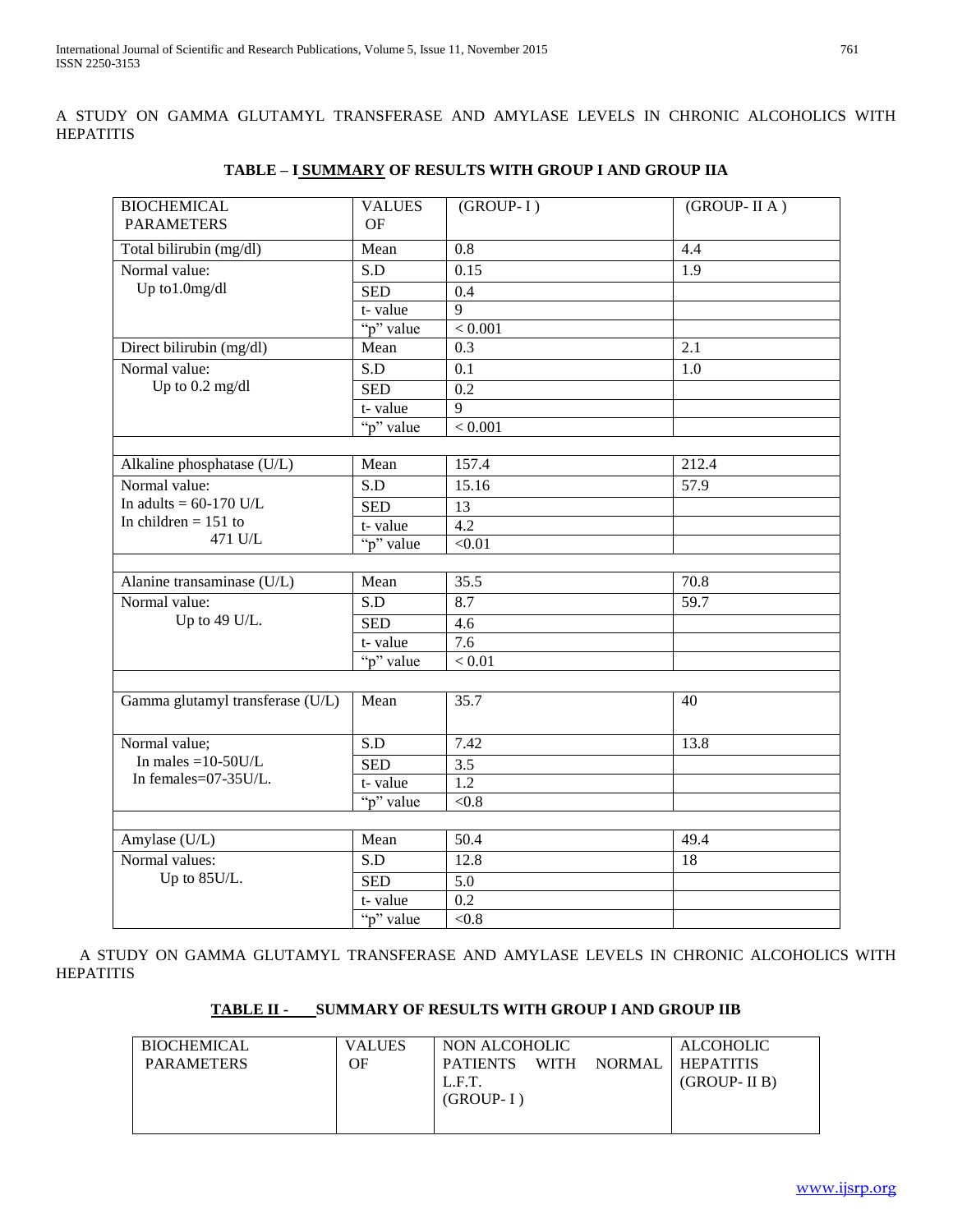A STUDY ON GAMMA GLUTAMYL TRANSFERASE AND AMYLASE LEVELS IN CHRONIC ALCOHOLICS WITH HEPATITIS

**TABLE – I SUMMARY OF RESULTS WITH GROUP I AND GROUP IIA**

| BIOCHEMICAL PARAMETERS | VALUES OF | (GROUP- I ) | (GROUP- II A ) |
|---|---|---|---|
| Total bilirubin (mg/dl) | Mean | 0.8 | 4.4 |
| Normal value: Up to1.0mg/dl | S.D | 0.15 | 1.9 |
| | SED | 0.4 | |
| | t- value | 9 | |
| | "p" value | < 0.001 | |
| Direct bilirubin (mg/dl) | Mean | 0.3 | 2.1 |
| Normal value: Up to 0.2 mg/dl | S.D | 0.1 | 1.0 |
| | SED | 0.2 | |
| | t- value | 9 | |
| | "p" value | < 0.001 | |
| | | | |
| Alkaline phosphatase (U/L) | Mean | 157.4 | 212.4 |
| Normal value: In adults = 60-170 U/L In children = 151 to 471 U/L | S.D | 15.16 | 57.9 |
| | SED | 13 | |
| | t- value | 4.2 | |
| | "p" value | <0.01 | |
| | | | |
| Alanine transaminase (U/L) | Mean | 35.5 | 70.8 |
| Normal value: Up to 49 U/L. | S.D | 8.7 | 59.7 |
| | SED | 4.6 | |
| | t- value | 7.6 | |
| | "p" value | < 0.01 | |
| | | | |
| Gamma glutamyl transferase (U/L) | Mean | 35.7 | 40 |
| Normal value; In males =10-50U/L In females=07-35U/L. | S.D | 7.42 | 13.8 |
| | SED | 3.5 | |
| | t- value | 1.2 | |
| | "p" value | <0.8 | |
| | | | |
| Amylase (U/L) | Mean | 50.4 | 49.4 |
| Normal values: Up to 85U/L. | S.D | 12.8 | 18 |
| | SED | 5.0 | |
| | t- value | 0.2 | |
| | "p" value | <0.8 | |

A STUDY ON GAMMA GLUTAMYL TRANSFERASE AND AMYLASE LEVELS IN CHRONIC ALCOHOLICS WITH HEPATITIS

**TABLE II - SUMMARY OF RESULTS WITH GROUP I AND GROUP IIB**

| BIOCHEMICAL PARAMETERS | VALUES OF | NON ALCOHOLIC PATIENTS WITH NORMAL L.F.T. (GROUP- I ) | ALCOHOLIC HEPATITIS (GROUP- II B) |
|---|---|---|---|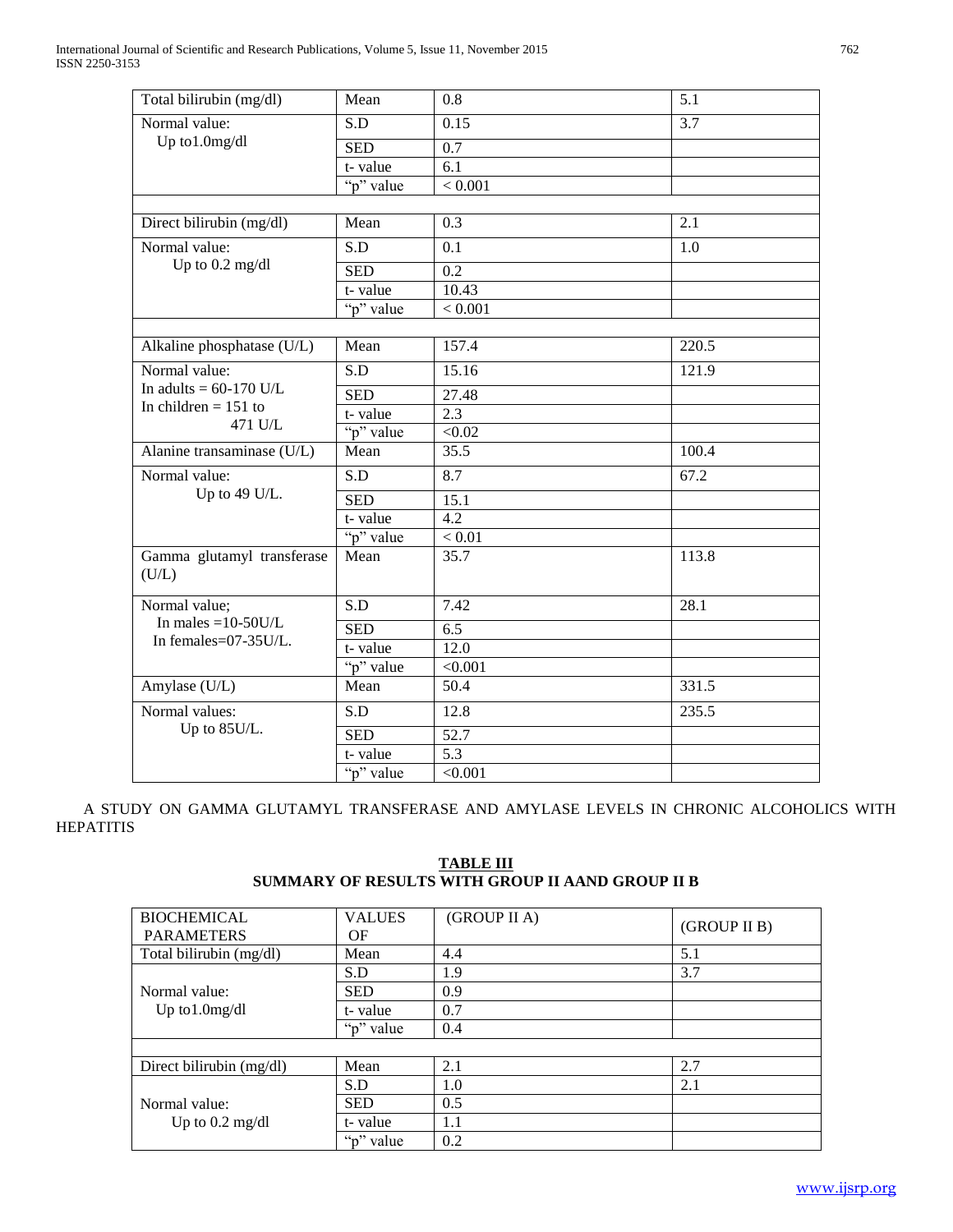| | | | |
|---|---|---|---|
| Total bilirubin (mg/dl) | Mean | 0.8 | 5.1 |
| Normal value: Up to1.0mg/dl | S.D | 0.15 | 3.7 |
| | SED | 0.7 | |
| | t- value | 6.1 | |
| | "p" value | < 0.001 | |
| | | | |
| Direct bilirubin (mg/dl) | Mean | 0.3 | 2.1 |
| Normal value: Up to 0.2 mg/dl | S.D | 0.1 | 1.0 |
| | SED | 0.2 | |
| | t- value | 10.43 | |
| | "p" value | < 0.001 | |
| | | | |
| Alkaline phosphatase (U/L) | Mean | 157.4 | 220.5 |
| Normal value: In adults = 60-170 U/L In children = 151 to 471 U/L | S.D | 15.16 | 121.9 |
| | SED | 27.48 | |
| | t- value | 2.3 | |
| | "p" value | <0.02 | |
| Alanine transaminase (U/L) | Mean | 35.5 | 100.4 |
| Normal value: Up to 49 U/L. | S.D | 8.7 | 67.2 |
| | SED | 15.1 | |
| | t- value | 4.2 | |
| | "p" value | < 0.01 | |
| Gamma glutamyl transferase (U/L) | Mean | 35.7 | 113.8 |
| Normal value; In males =10-50U/L In females=07-35U/L. | S.D | 7.42 | 28.1 |
| | SED | 6.5 | |
| | t- value | 12.0 | |
| | "p" value | <0.001 | |
| Amylase (U/L) | Mean | 50.4 | 331.5 |
| Normal values: Up to 85U/L. | S.D | 12.8 | 235.5 |
| | SED | 52.7 | |
| | t- value | 5.3 | |
| | "p" value | <0.001 | |

A STUDY ON GAMMA GLUTAMYL TRANSFERASE AND AMYLASE LEVELS IN CHRONIC ALCOHOLICS WITH HEPATITIS

**TABLE III**

**SUMMARY OF RESULTS WITH GROUP II AAND GROUP II B**

| BIOCHEMICAL PARAMETERS | VALUES OF | (GROUP II A) | (GROUP II B) |
|---|---|---|---|
| Total bilirubin (mg/dl) | Mean | 4.4 | 5.1 |
| Normal value: Up to1.0mg/dl | S.D | 1.9 | 3.7 |
| | SED | 0.9 | |
| | t- value | 0.7 | |
| | "p" value | 0.4 | |
| | | | |
| Direct bilirubin (mg/dl) | Mean | 2.1 | 2.7 |
| Normal value: Up to 0.2 mg/dl | S.D | 1.0 | 2.1 |
| | SED | 0.5 | |
| | t- value | 1.1 | |
| | "p" value | 0.2 | |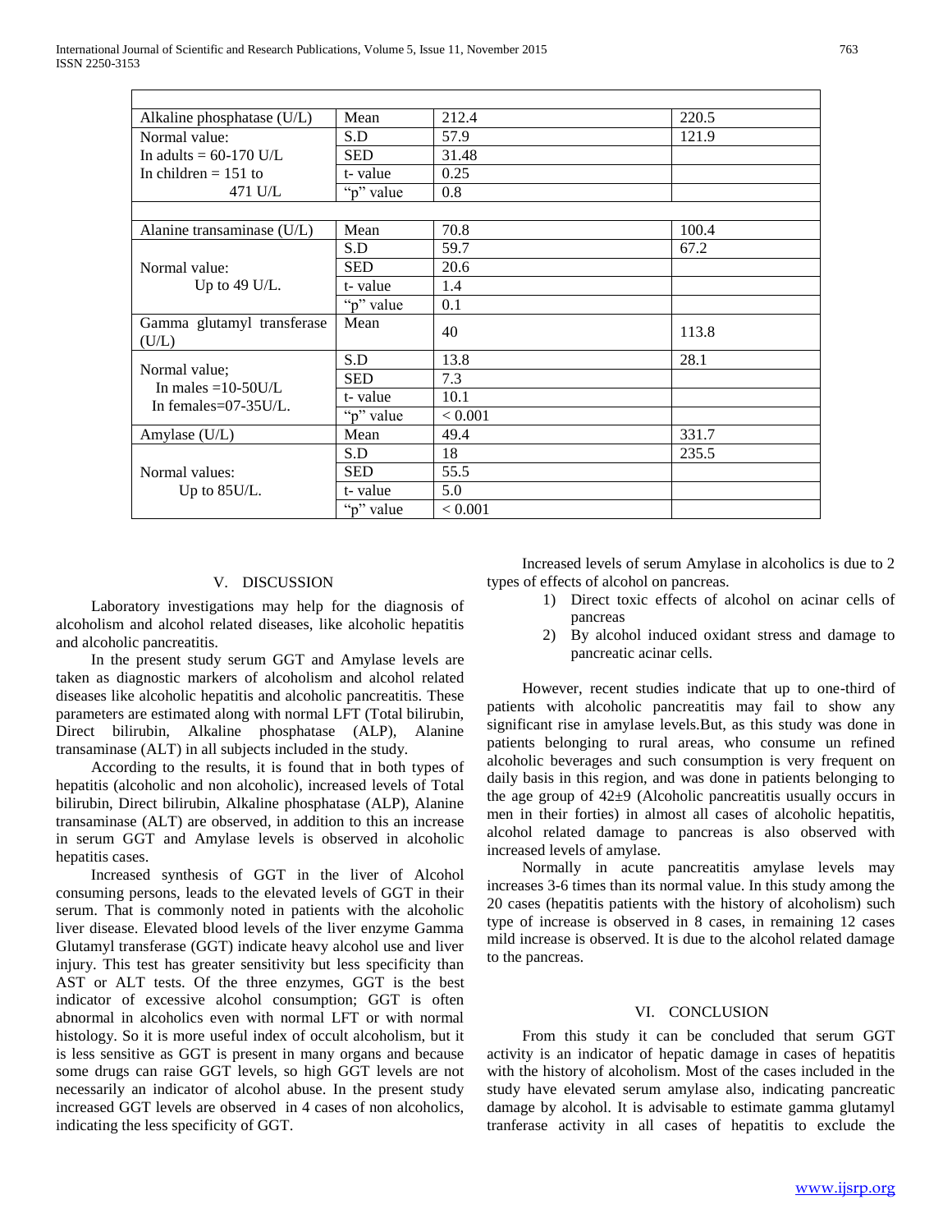| | | | |
|---|---|---|---|
| Alkaline phosphatase (U/L) | Mean | 212.4 | 220.5 |
| Normal value: In adults = 60-170 U/L In children = 151 to 471 U/L | S.D | 57.9 | 121.9 |
| | SED | 31.48 | |
| | t- value | 0.25 | |
| | "p" value | 0.8 | |
| | | | |
| Alanine transaminase (U/L) | Mean | 70.8 | 100.4 |
| Normal value: Up to 49 U/L. | S.D | 59.7 | 67.2 |
| | SED | 20.6 | |
| | t- value | 1.4 | |
| | "p" value | 0.1 | |
| Gamma glutamyl transferase (U/L) | Mean | 40 | 113.8 |
| Normal value; In males =10-50U/L In females=07-35U/L. | S.D | 13.8 | 28.1 |
| | SED | 7.3 | |
| | t- value | 10.1 | |
| | "p" value | < 0.001 | |
| Amylase (U/L) | Mean | 49.4 | 331.7 |
| Normal values: Up to 85U/L. | S.D | 18 | 235.5 |
| | SED | 55.5 | |
| | t- value | 5.0 | |
| | "p" value | < 0.001 | |

## V. DISCUSSION

Laboratory investigations may help for the diagnosis of alcoholism and alcohol related diseases, like alcoholic hepatitis and alcoholic pancreatitis.

In the present study serum GGT and Amylase levels are taken as diagnostic markers of alcoholism and alcohol related diseases like alcoholic hepatitis and alcoholic pancreatitis. These parameters are estimated along with normal LFT (Total bilirubin, Direct bilirubin, Alkaline phosphatase (ALP), Alanine transaminase (ALT) in all subjects included in the study.

According to the results, it is found that in both types of hepatitis (alcoholic and non alcoholic), increased levels of Total bilirubin, Direct bilirubin, Alkaline phosphatase (ALP), Alanine transaminase (ALT) are observed, in addition to this an increase in serum GGT and Amylase levels is observed in alcoholic hepatitis cases.

Increased synthesis of GGT in the liver of Alcohol consuming persons, leads to the elevated levels of GGT in their serum. That is commonly noted in patients with the alcoholic liver disease. Elevated blood levels of the liver enzyme Gamma Glutamyl transferase (GGT) indicate heavy alcohol use and liver injury. This test has greater sensitivity but less specificity than AST or ALT tests. Of the three enzymes, GGT is the best indicator of excessive alcohol consumption; GGT is often abnormal in alcoholics even with normal LFT or with normal histology. So it is more useful index of occult alcoholism, but it is less sensitive as GGT is present in many organs and because some drugs can raise GGT levels, so high GGT levels are not necessarily an indicator of alcohol abuse. In the present study increased GGT levels are observed in 4 cases of non alcoholics, indicating the less specificity of GGT.

Increased levels of serum Amylase in alcoholics is due to 2 types of effects of alcohol on pancreas.

1) Direct toxic effects of alcohol on acinar cells of pancreas
2) By alcohol induced oxidant stress and damage to pancreatic acinar cells.

However, recent studies indicate that up to one-third of patients with alcoholic pancreatitis may fail to show any significant rise in amylase levels.But, as this study was done in patients belonging to rural areas, who consume un refined alcoholic beverages and such consumption is very frequent on daily basis in this region, and was done in patients belonging to the age group of 42±9 (Alcoholic pancreatitis usually occurs in men in their forties) in almost all cases of alcoholic hepatitis, alcohol related damage to pancreas is also observed with increased levels of amylase.

Normally in acute pancreatitis amylase levels may increases 3-6 times than its normal value. In this study among the 20 cases (hepatitis patients with the history of alcoholism) such type of increase is observed in 8 cases, in remaining 12 cases mild increase is observed. It is due to the alcohol related damage to the pancreas.

## VI. CONCLUSION

From this study it can be concluded that serum GGT activity is an indicator of hepatic damage in cases of hepatitis with the history of alcoholism. Most of the cases included in the study have elevated serum amylase also, indicating pancreatic damage by alcohol. It is advisable to estimate gamma glutamyl tranferase activity in all cases of hepatitis to exclude the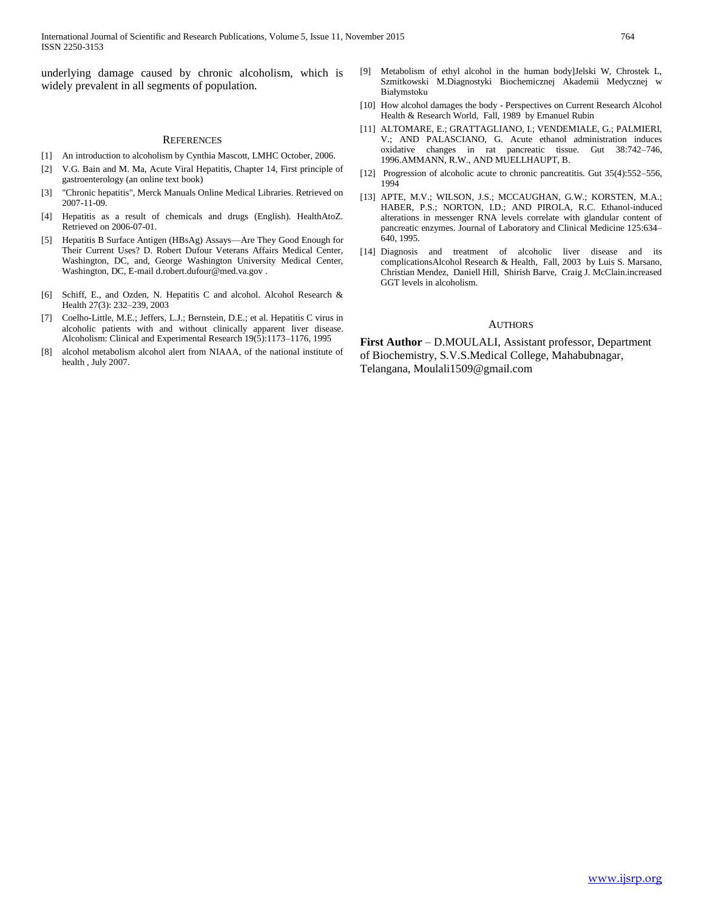underlying damage caused by chronic alcoholism, which is widely prevalent in all segments of population.

## REFERENCES

[1] An introduction to alcoholism by Cynthia Mascott, LMHC October, 2006.

[2] V.G. Bain and M. Ma, Acute Viral Hepatitis, Chapter 14, First principle of gastroenterology (an online text book)

[3] "Chronic hepatitis", Merck Manuals Online Medical Libraries. Retrieved on 2007-11-09.

[4] Hepatitis as a result of chemicals and drugs (English). HealthAtoZ. Retrieved on 2006-07-01.

[5] Hepatitis B Surface Antigen (HBsAg) Assays—Are They Good Enough for Their Current Uses? D. Robert Dufour Veterans Affairs Medical Center, Washington, DC, and, George Washington University Medical Center, Washington, DC, E-mail d.robert.dufour@med.va.gov .

[6] Schiff, E., and Ozden, N. Hepatitis C and alcohol. Alcohol Research & Health 27(3): 232–239, 2003

[7] Coelho-Little, M.E.; Jeffers, L.J.; Bernstein, D.E.; et al. Hepatitis C virus in alcoholic patients with and without clinically apparent liver disease. Alcoholism: Clinical and Experimental Research 19(5):1173–1176, 1995

[8] alcohol metabolism alcohol alert from NIAAA, of the national institute of health , July 2007.

[9] Metabolism of ethyl alcohol in the human body]Jelski W, Chrostek L, Szmitkowski M.Diagnostyki Biochemicznej Akademii Medycznej w Białymstoku

[10] How alcohol damages the body - Perspectives on Current Research Alcohol Health & Research World, Fall, 1989 by Emanuel Rubin

[11] ALTOMARE, E.; GRATTAGLIANO, I.; VENDEMIALE, G.; PALMIERI, V.; AND PALASCIANO, G. Acute ethanol administration induces oxidative changes in rat pancreatic tissue. Gut 38:742–746, 1996.AMMANN, R.W., AND MUELLHAUPT, B.

[12] Progression of alcoholic acute to chronic pancreatitis. Gut 35(4):552–556, 1994

[13] APTE, M.V.; WILSON, J.S.; MCCAUGHAN, G.W.; KORSTEN, M.A.; HABER, P.S.; NORTON, I.D.; AND PIROLA, R.C. Ethanol-induced alterations in messenger RNA levels correlate with glandular content of pancreatic enzymes. Journal of Laboratory and Clinical Medicine 125:634–640, 1995.

[14] Diagnosis and treatment of alcoholic liver disease and its complicationsAlcohol Research & Health, Fall, 2003 by Luis S. Marsano, Christian Mendez, Daniell Hill, Shirish Barve, Craig J. McClain.increased GGT levels in alcoholism.

## AUTHORS

**First Author** – D.MOULALI, Assistant professor, Department of Biochemistry, S.V.S.Medical College, Mahabubnagar, Telangana, Moulali1509@gmail.com